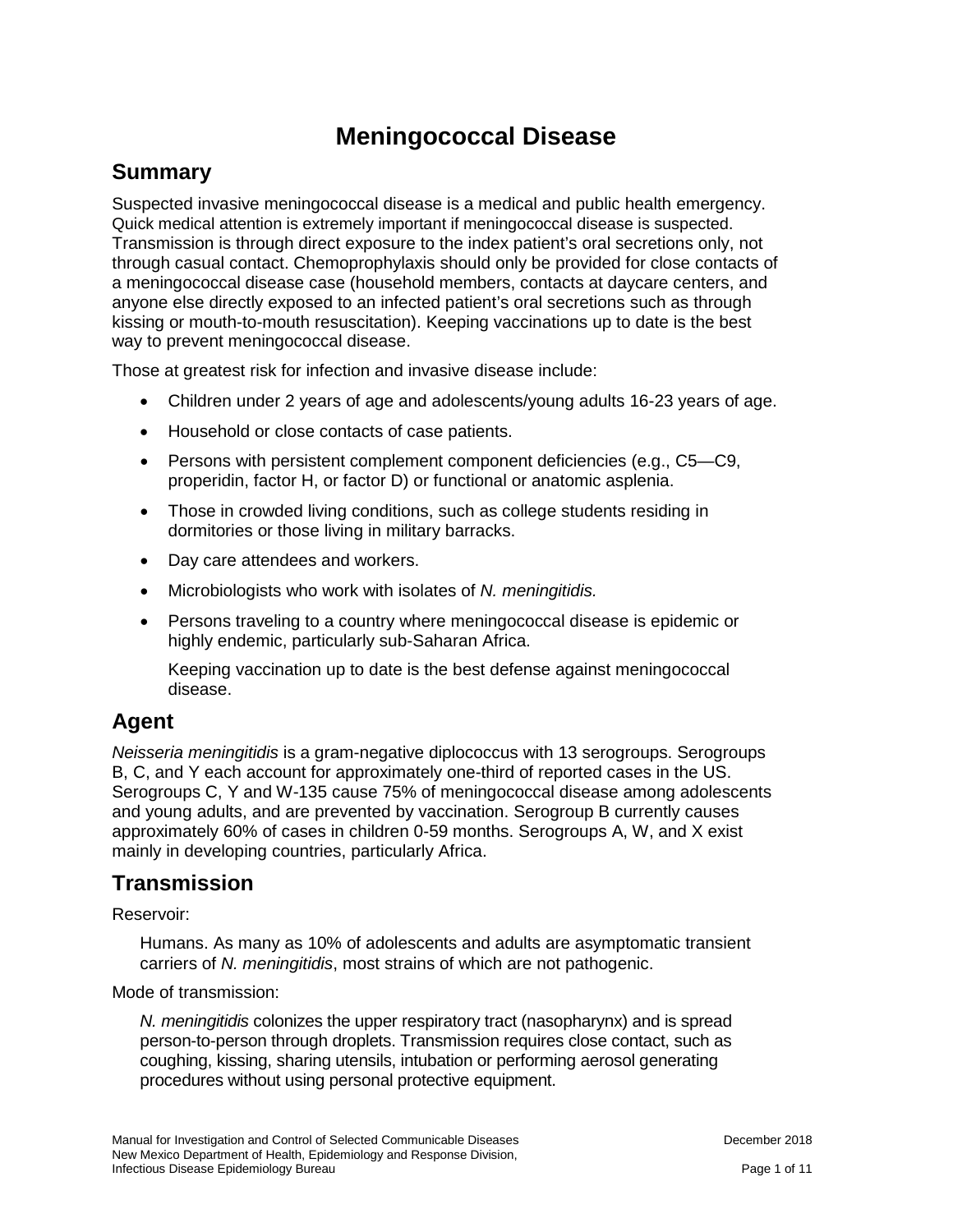# Meningococcal Disease

## Summary

Suspected invasive meningococcal disease is a medical and public health emergency. Quick medical attention is extremely important if meningococcal disease is suspected. Transmission is through direct exposure to the index patient's oral secretions only, not through casual contact. Chemoprophylaxis should only be provided for close contacts of a meningococcal disease case (household members, contacts at daycare centers, and anyone else directly exposed to an infected patient's oral secretions such as through kissing or mouth-to-mouth resuscitation). Keeping vaccinations up to date is the best way to prevent meningococcal disease.

Those at greatest risk for infection and invasive disease include:

- Children under 2 years of age and adolescents/young adults 16-23 years of age.
- Household or close contacts of case patients.
- Persons with persistent complement component deficiencies (e.g., C5—C9, properidin, factor H, or factor D) or functional or anatomic asplenia.
- Those in crowded living conditions, such as college students residing in dormitories or those living in military barracks.
- Day care attendees and workers.
- Microbiologists who work with isolates of *N. meningitidis.*
- Persons traveling to a country where meningococcal disease is epidemic or highly endemic, particularly sub-Saharan Africa.

  Keeping vaccination up to date is the best defense against meningococcal disease.

## Agent

*Neisseria meningitidis* is a gram-negative diplococcus with 13 serogroups. Serogroups B, C, and Y each account for approximately one-third of reported cases in the US. Serogroups C, Y and W-135 cause 75% of meningococcal disease among adolescents and young adults, and are prevented by vaccination. Serogroup B currently causes approximately 60% of cases in children 0-59 months. Serogroups A, W, and X exist mainly in developing countries, particularly Africa.

## Transmission

Reservoir:

Humans. As many as 10% of adolescents and adults are asymptomatic transient carriers of *N. meningitidis*, most strains of which are not pathogenic.

Mode of transmission:

*N. meningitidis* colonizes the upper respiratory tract (nasopharynx) and is spread person-to-person through droplets. Transmission requires close contact, such as coughing, kissing, sharing utensils, intubation or performing aerosol generating procedures without using personal protective equipment.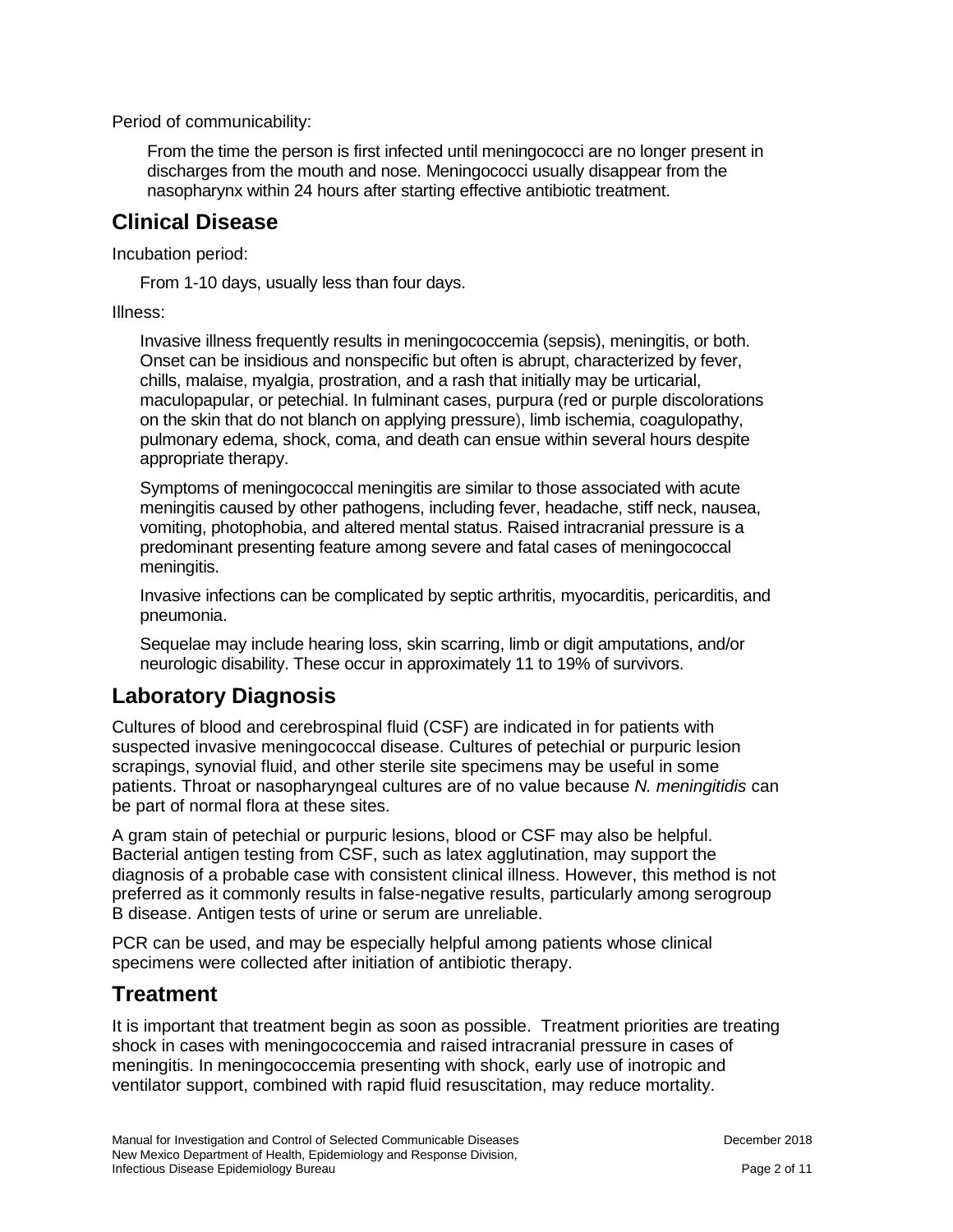Period of communicability:

From the time the person is first infected until meningococci are no longer present in discharges from the mouth and nose. Meningococci usually disappear from the nasopharynx within 24 hours after starting effective antibiotic treatment.

## Clinical Disease

Incubation period:

From 1-10 days, usually less than four days.

Illness:

Invasive illness frequently results in meningococcemia (sepsis), meningitis, or both. Onset can be insidious and nonspecific but often is abrupt, characterized by fever, chills, malaise, myalgia, prostration, and a rash that initially may be urticarial, maculopapular, or petechial. In fulminant cases, purpura (red or purple discolorations on the skin that do not blanch on applying pressure), limb ischemia, coagulopathy, pulmonary edema, shock, coma, and death can ensue within several hours despite appropriate therapy.

Symptoms of meningococcal meningitis are similar to those associated with acute meningitis caused by other pathogens, including fever, headache, stiff neck, nausea, vomiting, photophobia, and altered mental status. Raised intracranial pressure is a predominant presenting feature among severe and fatal cases of meningococcal meningitis.

Invasive infections can be complicated by septic arthritis, myocarditis, pericarditis, and pneumonia.

Sequelae may include hearing loss, skin scarring, limb or digit amputations, and/or neurologic disability. These occur in approximately 11 to 19% of survivors.

## Laboratory Diagnosis

Cultures of blood and cerebrospinal fluid (CSF) are indicated in for patients with suspected invasive meningococcal disease. Cultures of petechial or purpuric lesion scrapings, synovial fluid, and other sterile site specimens may be useful in some patients. Throat or nasopharyngeal cultures are of no value because *N. meningitidis* can be part of normal flora at these sites.

A gram stain of petechial or purpuric lesions, blood or CSF may also be helpful. Bacterial antigen testing from CSF, such as latex agglutination, may support the diagnosis of a probable case with consistent clinical illness. However, this method is not preferred as it commonly results in false-negative results, particularly among serogroup B disease. Antigen tests of urine or serum are unreliable.

PCR can be used, and may be especially helpful among patients whose clinical specimens were collected after initiation of antibiotic therapy.

## Treatment

It is important that treatment begin as soon as possible. Treatment priorities are treating shock in cases with meningococcemia and raised intracranial pressure in cases of meningitis. In meningococcemia presenting with shock, early use of inotropic and ventilator support, combined with rapid fluid resuscitation, may reduce mortality.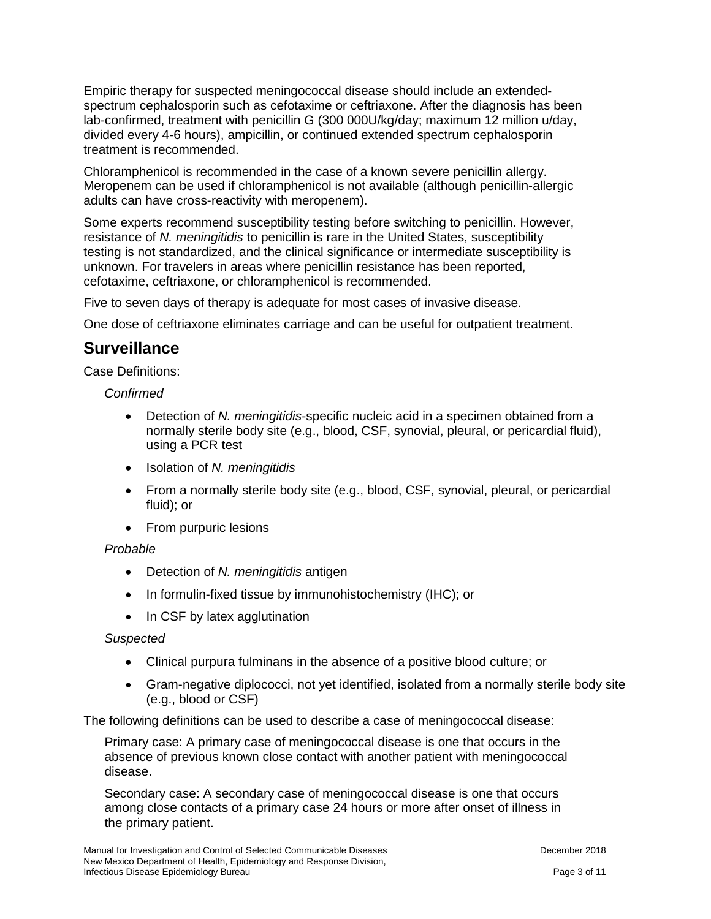Empiric therapy for suspected meningococcal disease should include an extended-spectrum cephalosporin such as cefotaxime or ceftriaxone. After the diagnosis has been lab-confirmed, treatment with penicillin G (300 000U/kg/day; maximum 12 million u/day, divided every 4-6 hours), ampicillin, or continued extended spectrum cephalosporin treatment is recommended.

Chloramphenicol is recommended in the case of a known severe penicillin allergy. Meropenem can be used if chloramphenicol is not available (although penicillin-allergic adults can have cross-reactivity with meropenem).

Some experts recommend susceptibility testing before switching to penicillin. However, resistance of *N. meningitidis* to penicillin is rare in the United States, susceptibility testing is not standardized, and the clinical significance or intermediate susceptibility is unknown. For travelers in areas where penicillin resistance has been reported, cefotaxime, ceftriaxone, or chloramphenicol is recommended.

Five to seven days of therapy is adequate for most cases of invasive disease.

One dose of ceftriaxone eliminates carriage and can be useful for outpatient treatment.

## Surveillance

Case Definitions:

*Confirmed*

- Detection of *N. meningitidis*-specific nucleic acid in a specimen obtained from a normally sterile body site (e.g., blood, CSF, synovial, pleural, or pericardial fluid), using a PCR test
- Isolation of *N. meningitidis*
- From a normally sterile body site (e.g., blood, CSF, synovial, pleural, or pericardial fluid); or
- From purpuric lesions

*Probable*

- Detection of *N. meningitidis* antigen
- In formulin-fixed tissue by immunohistochemistry (IHC); or
- In CSF by latex agglutination

*Suspected*

- Clinical purpura fulminans in the absence of a positive blood culture; or
- Gram-negative diplococci, not yet identified, isolated from a normally sterile body site (e.g., blood or CSF)

The following definitions can be used to describe a case of meningococcal disease:

Primary case: A primary case of meningococcal disease is one that occurs in the absence of previous known close contact with another patient with meningococcal disease.

Secondary case: A secondary case of meningococcal disease is one that occurs among close contacts of a primary case 24 hours or more after onset of illness in the primary patient.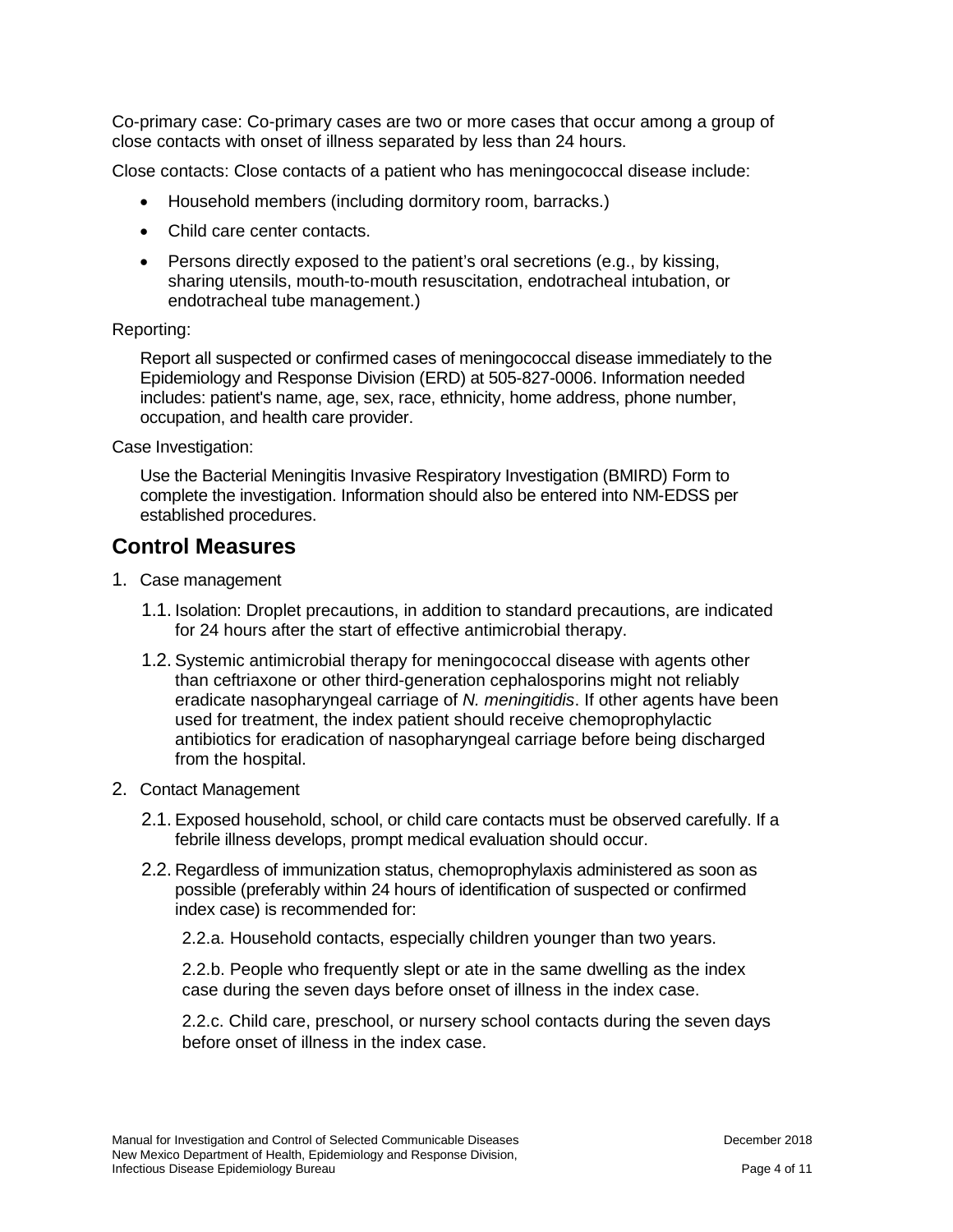Co-primary case: Co-primary cases are two or more cases that occur among a group of close contacts with onset of illness separated by less than 24 hours.

Close contacts: Close contacts of a patient who has meningococcal disease include:

- Household members (including dormitory room, barracks.)
- Child care center contacts.
- Persons directly exposed to the patient's oral secretions (e.g., by kissing, sharing utensils, mouth-to-mouth resuscitation, endotracheal intubation, or endotracheal tube management.)

Reporting:

Report all suspected or confirmed cases of meningococcal disease immediately to the Epidemiology and Response Division (ERD) at 505-827-0006. Information needed includes: patient's name, age, sex, race, ethnicity, home address, phone number, occupation, and health care provider.

Case Investigation:

Use the Bacterial Meningitis Invasive Respiratory Investigation (BMIRD) Form to complete the investigation. Information should also be entered into NM-EDSS per established procedures.

## Control Measures

1. Case management

   1.1. Isolation: Droplet precautions, in addition to standard precautions, are indicated for 24 hours after the start of effective antimicrobial therapy.

   1.2. Systemic antimicrobial therapy for meningococcal disease with agents other than ceftriaxone or other third-generation cephalosporins might not reliably eradicate nasopharyngeal carriage of *N. meningitidis*. If other agents have been used for treatment, the index patient should receive chemoprophylactic antibiotics for eradication of nasopharyngeal carriage before being discharged from the hospital.

2. Contact Management

   2.1. Exposed household, school, or child care contacts must be observed carefully. If a febrile illness develops, prompt medical evaluation should occur.

   2.2. Regardless of immunization status, chemoprophylaxis administered as soon as possible (preferably within 24 hours of identification of suspected or confirmed index case) is recommended for:

      2.2.a. Household contacts, especially children younger than two years.

      2.2.b. People who frequently slept or ate in the same dwelling as the index case during the seven days before onset of illness in the index case.

      2.2.c. Child care, preschool, or nursery school contacts during the seven days before onset of illness in the index case.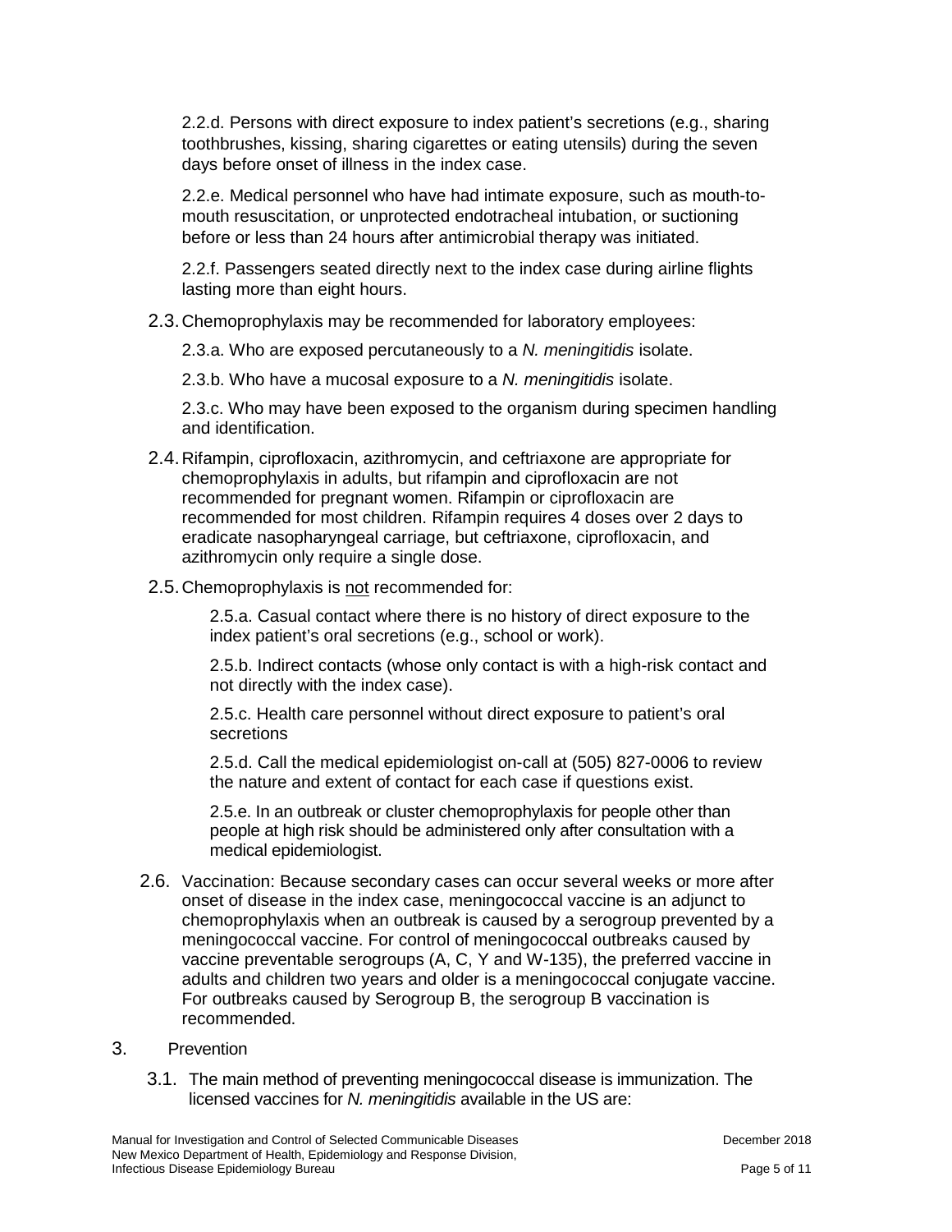2.2.d. Persons with direct exposure to index patient's secretions (e.g., sharing toothbrushes, kissing, sharing cigarettes or eating utensils) during the seven days before onset of illness in the index case.

2.2.e. Medical personnel who have had intimate exposure, such as mouth-to-mouth resuscitation, or unprotected endotracheal intubation, or suctioning before or less than 24 hours after antimicrobial therapy was initiated.

2.2.f. Passengers seated directly next to the index case during airline flights lasting more than eight hours.

2.3. Chemoprophylaxis may be recommended for laboratory employees:

2.3.a. Who are exposed percutaneously to a *N. meningitidis* isolate.

2.3.b. Who have a mucosal exposure to a *N. meningitidis* isolate.

2.3.c. Who may have been exposed to the organism during specimen handling and identification.

2.4. Rifampin, ciprofloxacin, azithromycin, and ceftriaxone are appropriate for chemoprophylaxis in adults, but rifampin and ciprofloxacin are not recommended for pregnant women. Rifampin or ciprofloxacin are recommended for most children. Rifampin requires 4 doses over 2 days to eradicate nasopharyngeal carriage, but ceftriaxone, ciprofloxacin, and azithromycin only require a single dose.

2.5. Chemoprophylaxis is <u>not</u> recommended for:

2.5.a. Casual contact where there is no history of direct exposure to the index patient's oral secretions (e.g., school or work).

2.5.b. Indirect contacts (whose only contact is with a high-risk contact and not directly with the index case).

2.5.c. Health care personnel without direct exposure to patient's oral secretions

2.5.d. Call the medical epidemiologist on-call at (505) 827-0006 to review the nature and extent of contact for each case if questions exist.

2.5.e. In an outbreak or cluster chemoprophylaxis for people other than people at high risk should be administered only after consultation with a medical epidemiologist.

2.6. Vaccination: Because secondary cases can occur several weeks or more after onset of disease in the index case, meningococcal vaccine is an adjunct to chemoprophylaxis when an outbreak is caused by a serogroup prevented by a meningococcal vaccine. For control of meningococcal outbreaks caused by vaccine preventable serogroups (A, C, Y and W-135), the preferred vaccine in adults and children two years and older is a meningococcal conjugate vaccine. For outbreaks caused by Serogroup B, the serogroup B vaccination is recommended.

3. Prevention

3.1. The main method of preventing meningococcal disease is immunization. The licensed vaccines for *N. meningitidis* available in the US are: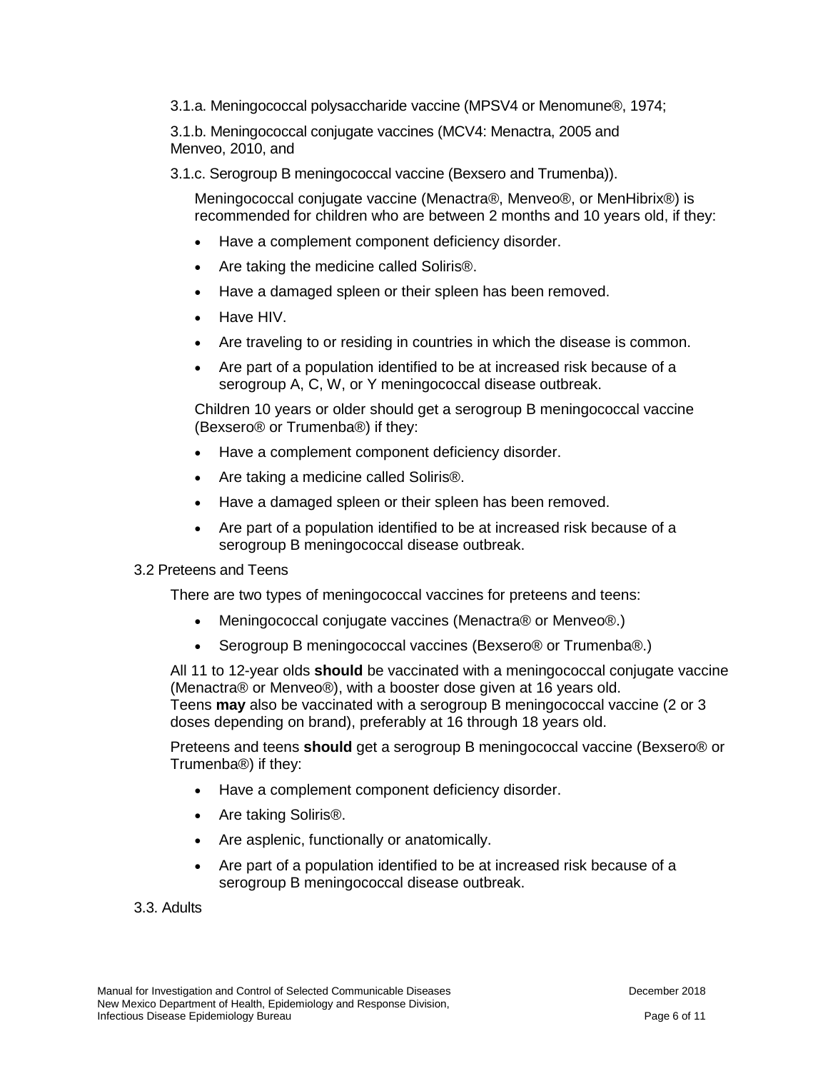3.1.a. Meningococcal polysaccharide vaccine (MPSV4 or Menomune®, 1974;

3.1.b. Meningococcal conjugate vaccines (MCV4: Menactra, 2005 and Menveo, 2010, and

3.1.c. Serogroup B meningococcal vaccine (Bexsero and Trumenba)).

Meningococcal conjugate vaccine (Menactra®, Menveo®, or MenHibrix®) is recommended for children who are between 2 months and 10 years old, if they:

- Have a complement component deficiency disorder.
- Are taking the medicine called Soliris®.
- Have a damaged spleen or their spleen has been removed.
- Have HIV.
- Are traveling to or residing in countries in which the disease is common.
- Are part of a population identified to be at increased risk because of a serogroup A, C, W, or Y meningococcal disease outbreak.

Children 10 years or older should get a serogroup B meningococcal vaccine (Bexsero® or Trumenba®) if they:

- Have a complement component deficiency disorder.
- Are taking a medicine called Soliris®.
- Have a damaged spleen or their spleen has been removed.
- Are part of a population identified to be at increased risk because of a serogroup B meningococcal disease outbreak.

### 3.2 Preteens and Teens

There are two types of meningococcal vaccines for preteens and teens:

- Meningococcal conjugate vaccines (Menactra® or Menveo®.)
- Serogroup B meningococcal vaccines (Bexsero® or Trumenba®.)

All 11 to 12-year olds **should** be vaccinated with a meningococcal conjugate vaccine (Menactra® or Menveo®), with a booster dose given at 16 years old.
Teens **may** also be vaccinated with a serogroup B meningococcal vaccine (2 or 3 doses depending on brand), preferably at 16 through 18 years old.

Preteens and teens **should** get a serogroup B meningococcal vaccine (Bexsero® or Trumenba®) if they:

- Have a complement component deficiency disorder.
- Are taking Soliris®.
- Are asplenic, functionally or anatomically.
- Are part of a population identified to be at increased risk because of a serogroup B meningococcal disease outbreak.

### 3.3. Adults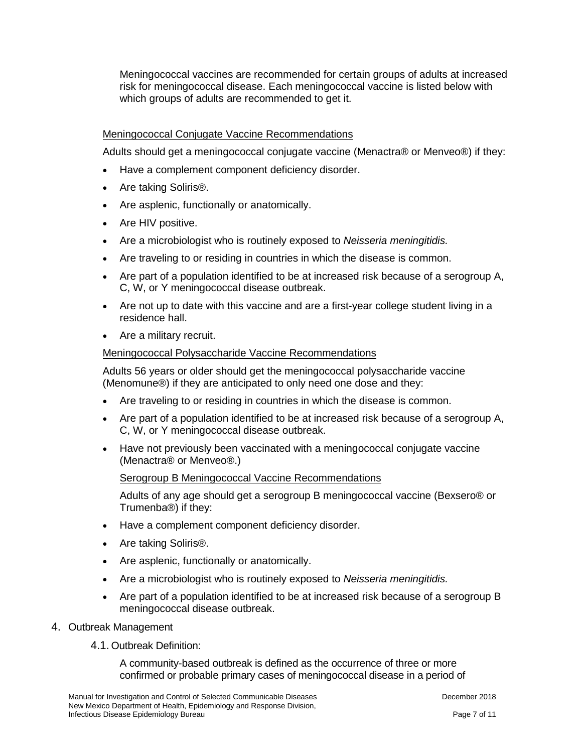Meningococcal vaccines are recommended for certain groups of adults at increased risk for meningococcal disease. Each meningococcal vaccine is listed below with which groups of adults are recommended to get it.

Meningococcal Conjugate Vaccine Recommendations

Adults should get a meningococcal conjugate vaccine (Menactra® or Menveo®) if they:

- Have a complement component deficiency disorder.
- Are taking Soliris®.
- Are asplenic, functionally or anatomically.
- Are HIV positive.
- Are a microbiologist who is routinely exposed to *Neisseria meningitidis.*
- Are traveling to or residing in countries in which the disease is common.
- Are part of a population identified to be at increased risk because of a serogroup A, C, W, or Y meningococcal disease outbreak.
- Are not up to date with this vaccine and are a first-year college student living in a residence hall.
- Are a military recruit.

Meningococcal Polysaccharide Vaccine Recommendations

Adults 56 years or older should get the meningococcal polysaccharide vaccine (Menomune®) if they are anticipated to only need one dose and they:

- Are traveling to or residing in countries in which the disease is common.
- Are part of a population identified to be at increased risk because of a serogroup A, C, W, or Y meningococcal disease outbreak.
- Have not previously been vaccinated with a meningococcal conjugate vaccine (Menactra® or Menveo®.)

Serogroup B Meningococcal Vaccine Recommendations

Adults of any age should get a serogroup B meningococcal vaccine (Bexsero® or Trumenba®) if they:

- Have a complement component deficiency disorder.
- Are taking Soliris®.
- Are asplenic, functionally or anatomically.
- Are a microbiologist who is routinely exposed to *Neisseria meningitidis.*
- Are part of a population identified to be at increased risk because of a serogroup B meningococcal disease outbreak.

## 4. Outbreak Management

### 4.1. Outbreak Definition:

A community-based outbreak is defined as the occurrence of three or more confirmed or probable primary cases of meningococcal disease in a period of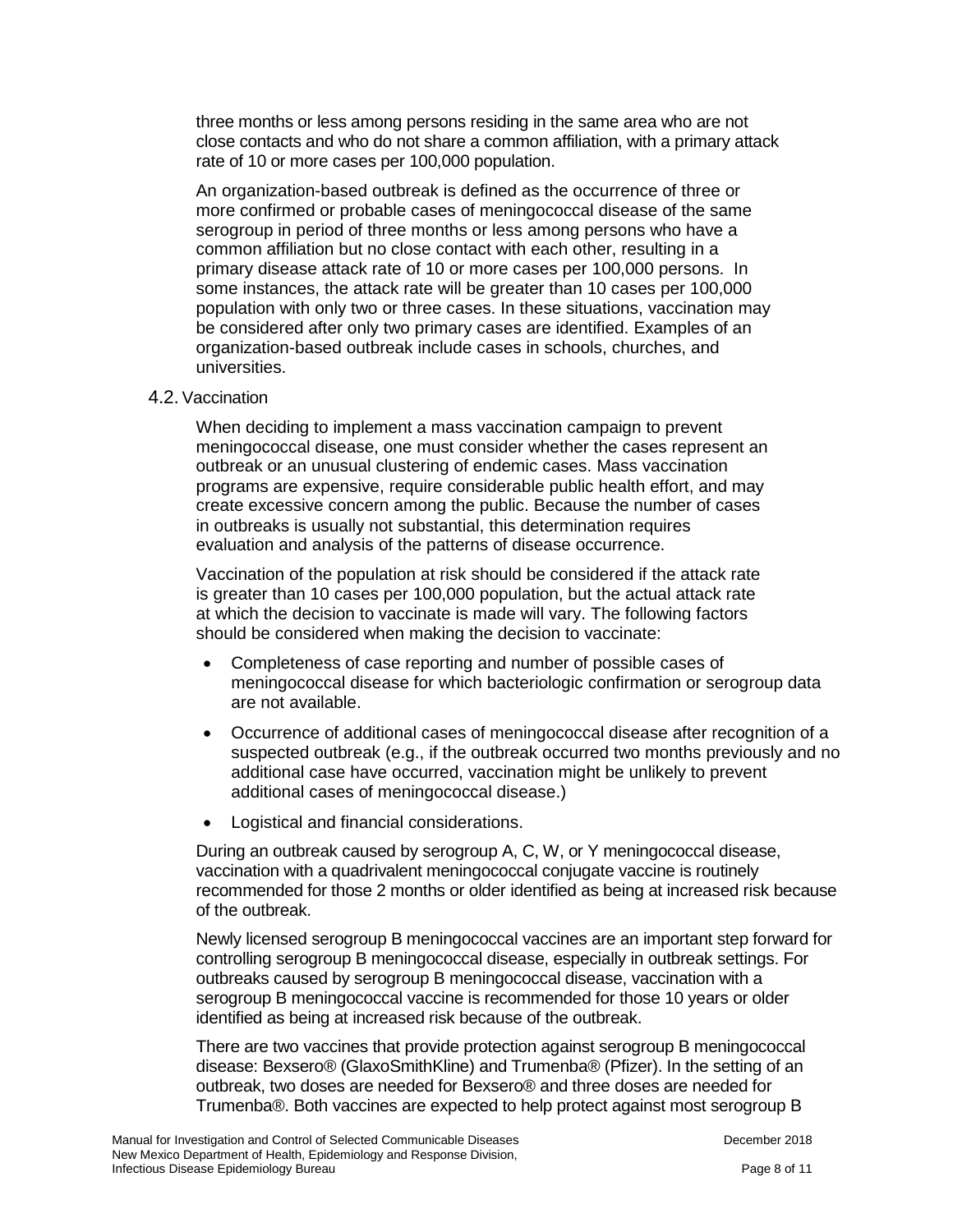three months or less among persons residing in the same area who are not close contacts and who do not share a common affiliation, with a primary attack rate of 10 or more cases per 100,000 population.

An organization-based outbreak is defined as the occurrence of three or more confirmed or probable cases of meningococcal disease of the same serogroup in period of three months or less among persons who have a common affiliation but no close contact with each other, resulting in a primary disease attack rate of 10 or more cases per 100,000 persons. In some instances, the attack rate will be greater than 10 cases per 100,000 population with only two or three cases. In these situations, vaccination may be considered after only two primary cases are identified. Examples of an organization-based outbreak include cases in schools, churches, and universities.

### 4.2. Vaccination

When deciding to implement a mass vaccination campaign to prevent meningococcal disease, one must consider whether the cases represent an outbreak or an unusual clustering of endemic cases. Mass vaccination programs are expensive, require considerable public health effort, and may create excessive concern among the public. Because the number of cases in outbreaks is usually not substantial, this determination requires evaluation and analysis of the patterns of disease occurrence.

Vaccination of the population at risk should be considered if the attack rate is greater than 10 cases per 100,000 population, but the actual attack rate at which the decision to vaccinate is made will vary. The following factors should be considered when making the decision to vaccinate:

- Completeness of case reporting and number of possible cases of meningococcal disease for which bacteriologic confirmation or serogroup data are not available.
- Occurrence of additional cases of meningococcal disease after recognition of a suspected outbreak (e.g., if the outbreak occurred two months previously and no additional case have occurred, vaccination might be unlikely to prevent additional cases of meningococcal disease.)
- Logistical and financial considerations.

During an outbreak caused by serogroup A, C, W, or Y meningococcal disease, vaccination with a quadrivalent meningococcal conjugate vaccine is routinely recommended for those 2 months or older identified as being at increased risk because of the outbreak.

Newly licensed serogroup B meningococcal vaccines are an important step forward for controlling serogroup B meningococcal disease, especially in outbreak settings. For outbreaks caused by serogroup B meningococcal disease, vaccination with a serogroup B meningococcal vaccine is recommended for those 10 years or older identified as being at increased risk because of the outbreak.

There are two vaccines that provide protection against serogroup B meningococcal disease: Bexsero® (GlaxoSmithKline) and Trumenba® (Pfizer). In the setting of an outbreak, two doses are needed for Bexsero® and three doses are needed for Trumenba®. Both vaccines are expected to help protect against most serogroup B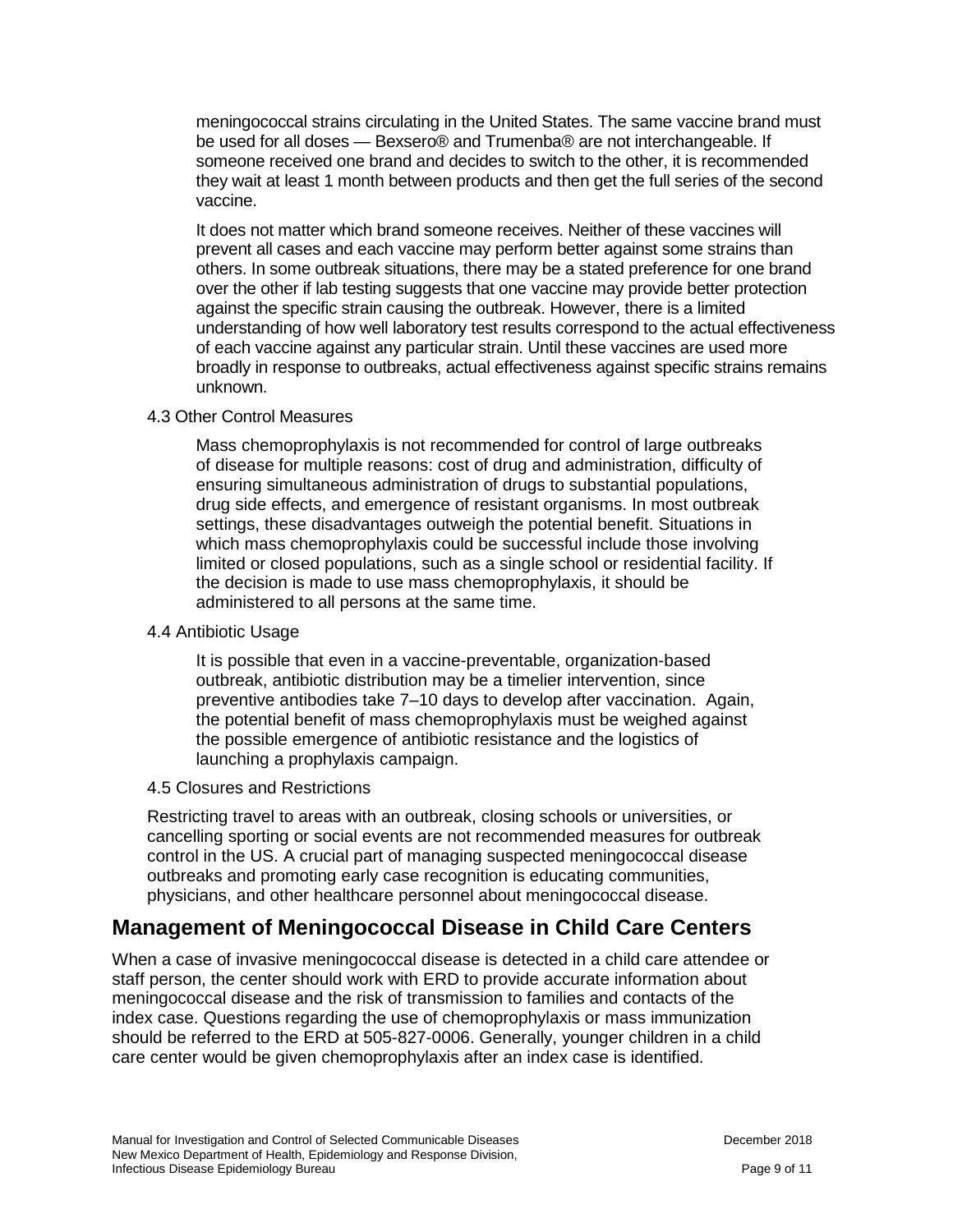meningococcal strains circulating in the United States. The same vaccine brand must be used for all doses — Bexsero® and Trumenba® are not interchangeable. If someone received one brand and decides to switch to the other, it is recommended they wait at least 1 month between products and then get the full series of the second vaccine.

It does not matter which brand someone receives. Neither of these vaccines will prevent all cases and each vaccine may perform better against some strains than others. In some outbreak situations, there may be a stated preference for one brand over the other if lab testing suggests that one vaccine may provide better protection against the specific strain causing the outbreak. However, there is a limited understanding of how well laboratory test results correspond to the actual effectiveness of each vaccine against any particular strain. Until these vaccines are used more broadly in response to outbreaks, actual effectiveness against specific strains remains unknown.

### 4.3 Other Control Measures

Mass chemoprophylaxis is not recommended for control of large outbreaks of disease for multiple reasons: cost of drug and administration, difficulty of ensuring simultaneous administration of drugs to substantial populations, drug side effects, and emergence of resistant organisms. In most outbreak settings, these disadvantages outweigh the potential benefit. Situations in which mass chemoprophylaxis could be successful include those involving limited or closed populations, such as a single school or residential facility. If the decision is made to use mass chemoprophylaxis, it should be administered to all persons at the same time.

### 4.4 Antibiotic Usage

It is possible that even in a vaccine-preventable, organization-based outbreak, antibiotic distribution may be a timelier intervention, since preventive antibodies take 7–10 days to develop after vaccination. Again, the potential benefit of mass chemoprophylaxis must be weighed against the possible emergence of antibiotic resistance and the logistics of launching a prophylaxis campaign.

### 4.5 Closures and Restrictions

Restricting travel to areas with an outbreak, closing schools or universities, or cancelling sporting or social events are not recommended measures for outbreak control in the US. A crucial part of managing suspected meningococcal disease outbreaks and promoting early case recognition is educating communities, physicians, and other healthcare personnel about meningococcal disease.

## Management of Meningococcal Disease in Child Care Centers

When a case of invasive meningococcal disease is detected in a child care attendee or staff person, the center should work with ERD to provide accurate information about meningococcal disease and the risk of transmission to families and contacts of the index case. Questions regarding the use of chemoprophylaxis or mass immunization should be referred to the ERD at 505-827-0006. Generally, younger children in a child care center would be given chemoprophylaxis after an index case is identified.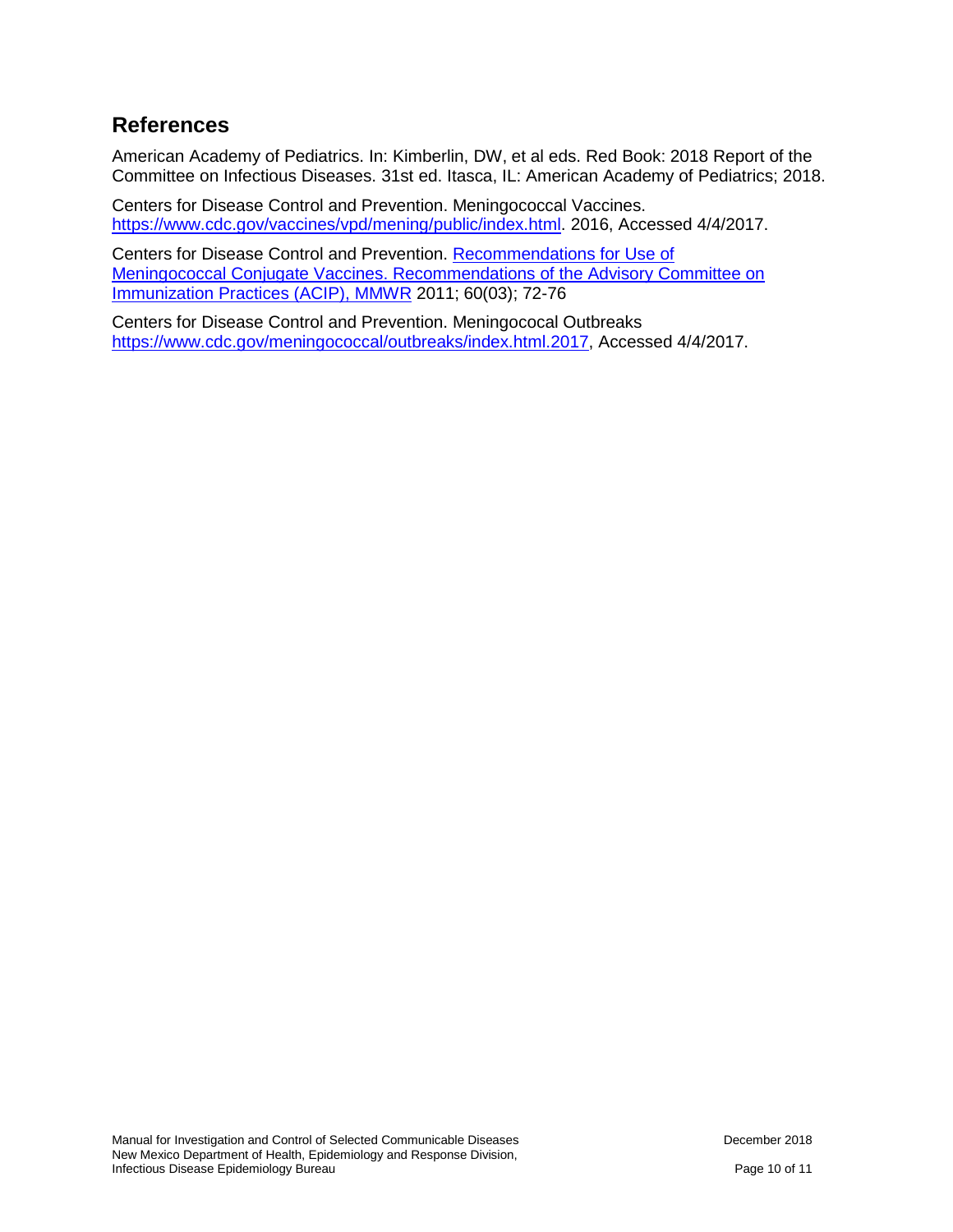## References

American Academy of Pediatrics. In: Kimberlin, DW, et al eds. Red Book: 2018 Report of the Committee on Infectious Diseases. 31st ed. Itasca, IL: American Academy of Pediatrics; 2018.

Centers for Disease Control and Prevention. Meningococcal Vaccines. https://www.cdc.gov/vaccines/vpd/mening/public/index.html. 2016, Accessed 4/4/2017.

Centers for Disease Control and Prevention. Recommendations for Use of Meningococcal Conjugate Vaccines. Recommendations of the Advisory Committee on Immunization Practices (ACIP), MMWR 2011; 60(03); 72-76

Centers for Disease Control and Prevention. Meningococal Outbreaks https://www.cdc.gov/meningococcal/outbreaks/index.html.2017, Accessed 4/4/2017.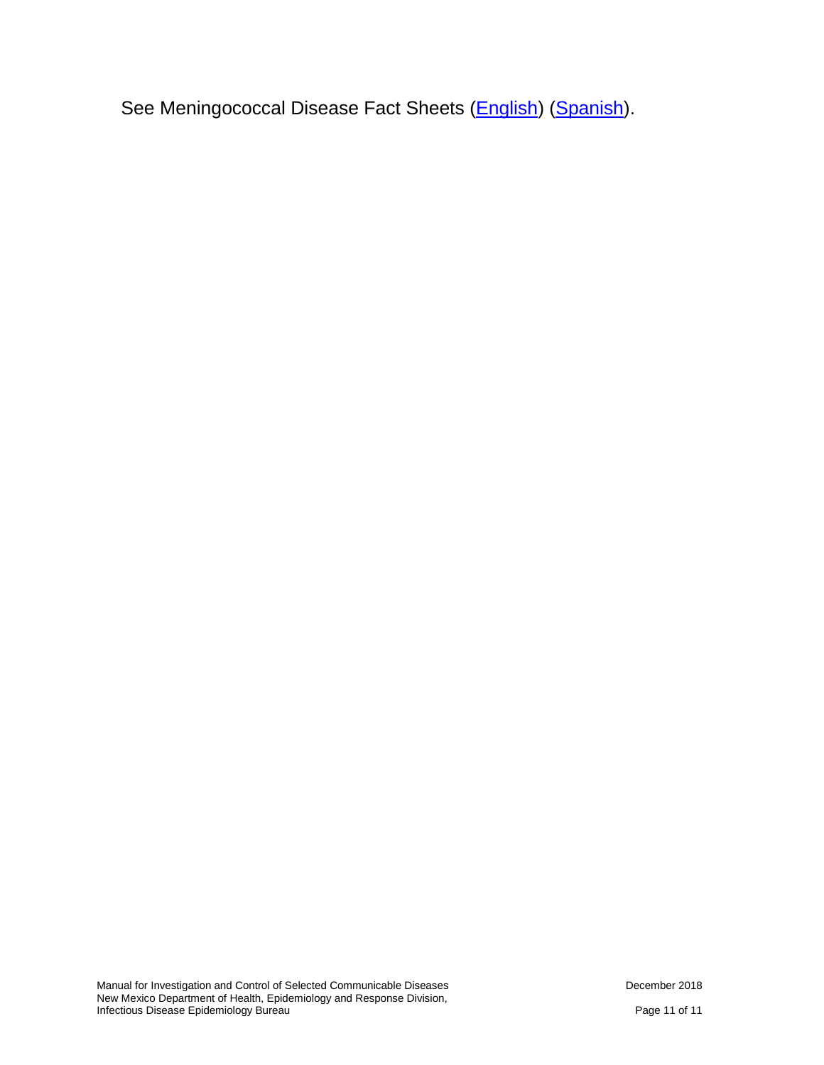See Meningococcal Disease Fact Sheets (English) (Spanish).